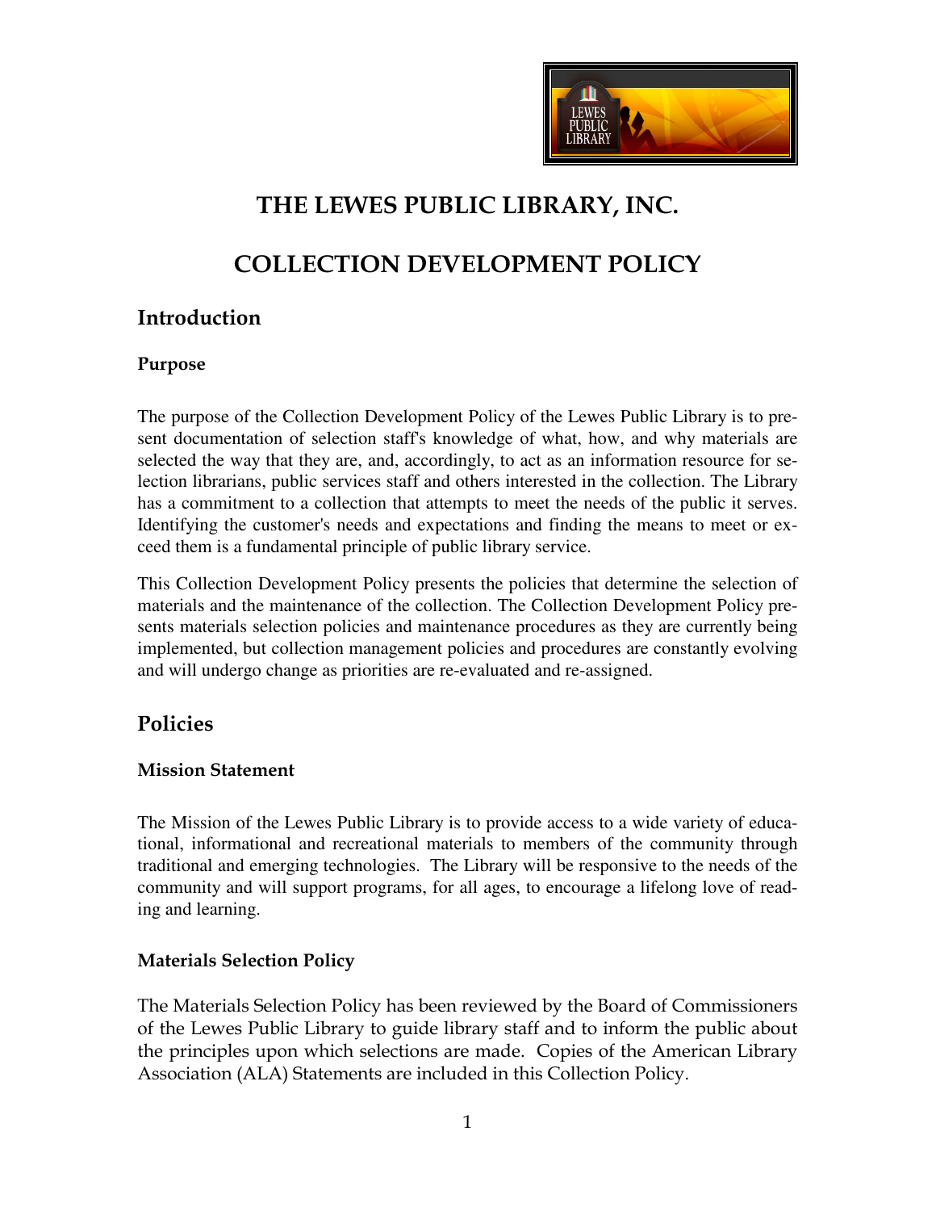# THE LEWES PUBLIC LIBRARY, INC.

# COLLECTION DEVELOPMENT POLICY

## Introduction

### Purpose

The purpose of the Collection Development Policy of the Lewes Public Library is to present documentation of selection staff's knowledge of what, how, and why materials are selected the way that they are, and, accordingly, to act as an information resource for selection librarians, public services staff and others interested in the collection. The Library has a commitment to a collection that attempts to meet the needs of the public it serves. Identifying the customer's needs and expectations and finding the means to meet or exceed them is a fundamental principle of public library service.

This Collection Development Policy presents the policies that determine the selection of materials and the maintenance of the collection. The Collection Development Policy presents materials selection policies and maintenance procedures as they are currently being implemented, but collection management policies and procedures are constantly evolving and will undergo change as priorities are re-evaluated and re-assigned.

## Policies

### Mission Statement

The Mission of the Lewes Public Library is to provide access to a wide variety of educational, informational and recreational materials to members of the community through traditional and emerging technologies. The Library will be responsive to the needs of the community and will support programs, for all ages, to encourage a lifelong love of reading and learning.

### Materials Selection Policy

The Materials Selection Policy has been reviewed by the Board of Commissioners of the Lewes Public Library to guide library staff and to inform the public about the principles upon which selections are made. Copies of the American Library Association (ALA) Statements are included in this Collection Policy.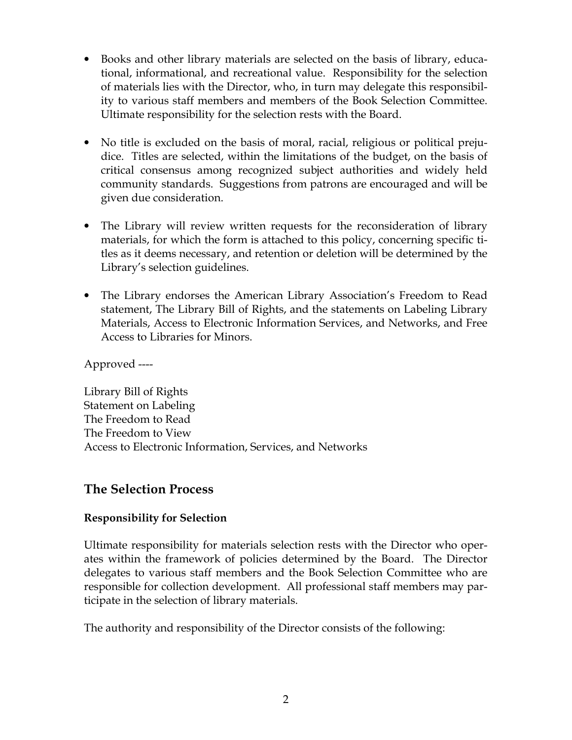- Books and other library materials are selected on the basis of library, educational, informational, and recreational value. Responsibility for the selection of materials lies with the Director, who, in turn may delegate this responsibility to various staff members and members of the Book Selection Committee. Ultimate responsibility for the selection rests with the Board.

- No title is excluded on the basis of moral, racial, religious or political prejudice. Titles are selected, within the limitations of the budget, on the basis of critical consensus among recognized subject authorities and widely held community standards. Suggestions from patrons are encouraged and will be given due consideration.

- The Library will review written requests for the reconsideration of library materials, for which the form is attached to this policy, concerning specific titles as it deems necessary, and retention or deletion will be determined by the Library's selection guidelines.

- The Library endorses the American Library Association's Freedom to Read statement, The Library Bill of Rights, and the statements on Labeling Library Materials, Access to Electronic Information Services, and Networks, and Free Access to Libraries for Minors.

Approved ----

Library Bill of Rights
Statement on Labeling
The Freedom to Read
The Freedom to View
Access to Electronic Information, Services, and Networks

## The Selection Process

### Responsibility for Selection

Ultimate responsibility for materials selection rests with the Director who operates within the framework of policies determined by the Board. The Director delegates to various staff members and the Book Selection Committee who are responsible for collection development. All professional staff members may participate in the selection of library materials.

The authority and responsibility of the Director consists of the following: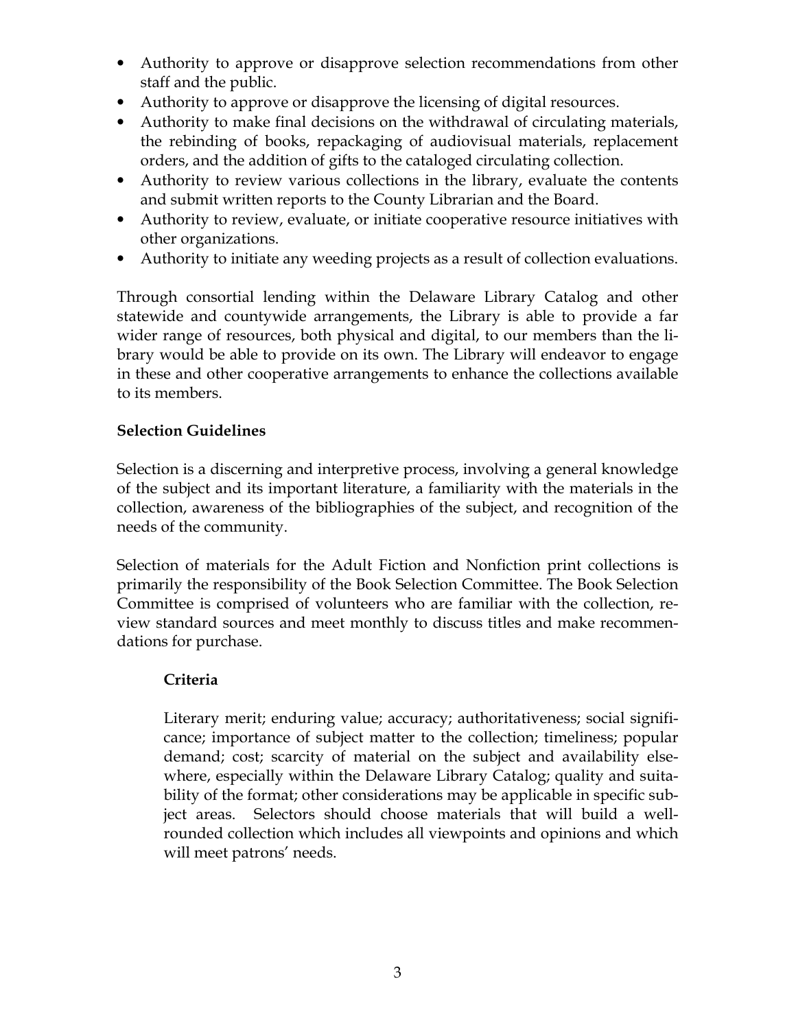- Authority to approve or disapprove selection recommendations from other staff and the public.
- Authority to approve or disapprove the licensing of digital resources.
- Authority to make final decisions on the withdrawal of circulating materials, the rebinding of books, repackaging of audiovisual materials, replacement orders, and the addition of gifts to the cataloged circulating collection.
- Authority to review various collections in the library, evaluate the contents and submit written reports to the County Librarian and the Board.
- Authority to review, evaluate, or initiate cooperative resource initiatives with other organizations.
- Authority to initiate any weeding projects as a result of collection evaluations.

Through consortial lending within the Delaware Library Catalog and other statewide and countywide arrangements, the Library is able to provide a far wider range of resources, both physical and digital, to our members than the library would be able to provide on its own. The Library will endeavor to engage in these and other cooperative arrangements to enhance the collections available to its members.

**Selection Guidelines**

Selection is a discerning and interpretive process, involving a general knowledge of the subject and its important literature, a familiarity with the materials in the collection, awareness of the bibliographies of the subject, and recognition of the needs of the community.

Selection of materials for the Adult Fiction and Nonfiction print collections is primarily the responsibility of the Book Selection Committee. The Book Selection Committee is comprised of volunteers who are familiar with the collection, review standard sources and meet monthly to discuss titles and make recommendations for purchase.

**Criteria**

Literary merit; enduring value; accuracy; authoritativeness; social significance; importance of subject matter to the collection; timeliness; popular demand; cost; scarcity of material on the subject and availability elsewhere, especially within the Delaware Library Catalog; quality and suitability of the format; other considerations may be applicable in specific subject areas. Selectors should choose materials that will build a well-rounded collection which includes all viewpoints and opinions and which will meet patrons' needs.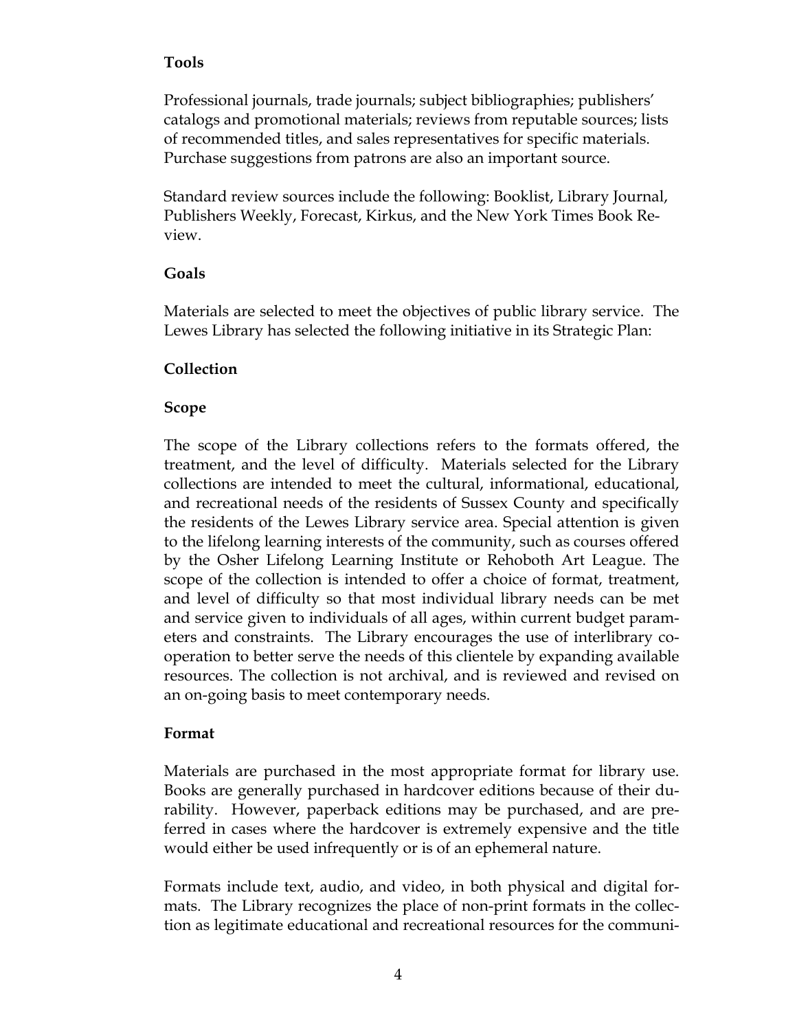**Tools**

Professional journals, trade journals; subject bibliographies; publishers' catalogs and promotional materials; reviews from reputable sources; lists of recommended titles, and sales representatives for specific materials. Purchase suggestions from patrons are also an important source.

Standard review sources include the following: Booklist, Library Journal, Publishers Weekly, Forecast, Kirkus, and the New York Times Book Review.

**Goals**

Materials are selected to meet the objectives of public library service. The Lewes Library has selected the following initiative in its Strategic Plan:

**Collection**

**Scope**

The scope of the Library collections refers to the formats offered, the treatment, and the level of difficulty. Materials selected for the Library collections are intended to meet the cultural, informational, educational, and recreational needs of the residents of Sussex County and specifically the residents of the Lewes Library service area. Special attention is given to the lifelong learning interests of the community, such as courses offered by the Osher Lifelong Learning Institute or Rehoboth Art League. The scope of the collection is intended to offer a choice of format, treatment, and level of difficulty so that most individual library needs can be met and service given to individuals of all ages, within current budget parameters and constraints. The Library encourages the use of interlibrary cooperation to better serve the needs of this clientele by expanding available resources. The collection is not archival, and is reviewed and revised on an on-going basis to meet contemporary needs.

**Format**

Materials are purchased in the most appropriate format for library use. Books are generally purchased in hardcover editions because of their durability. However, paperback editions may be purchased, and are preferred in cases where the hardcover is extremely expensive and the title would either be used infrequently or is of an ephemeral nature.

Formats include text, audio, and video, in both physical and digital formats. The Library recognizes the place of non-print formats in the collection as legitimate educational and recreational resources for the communi-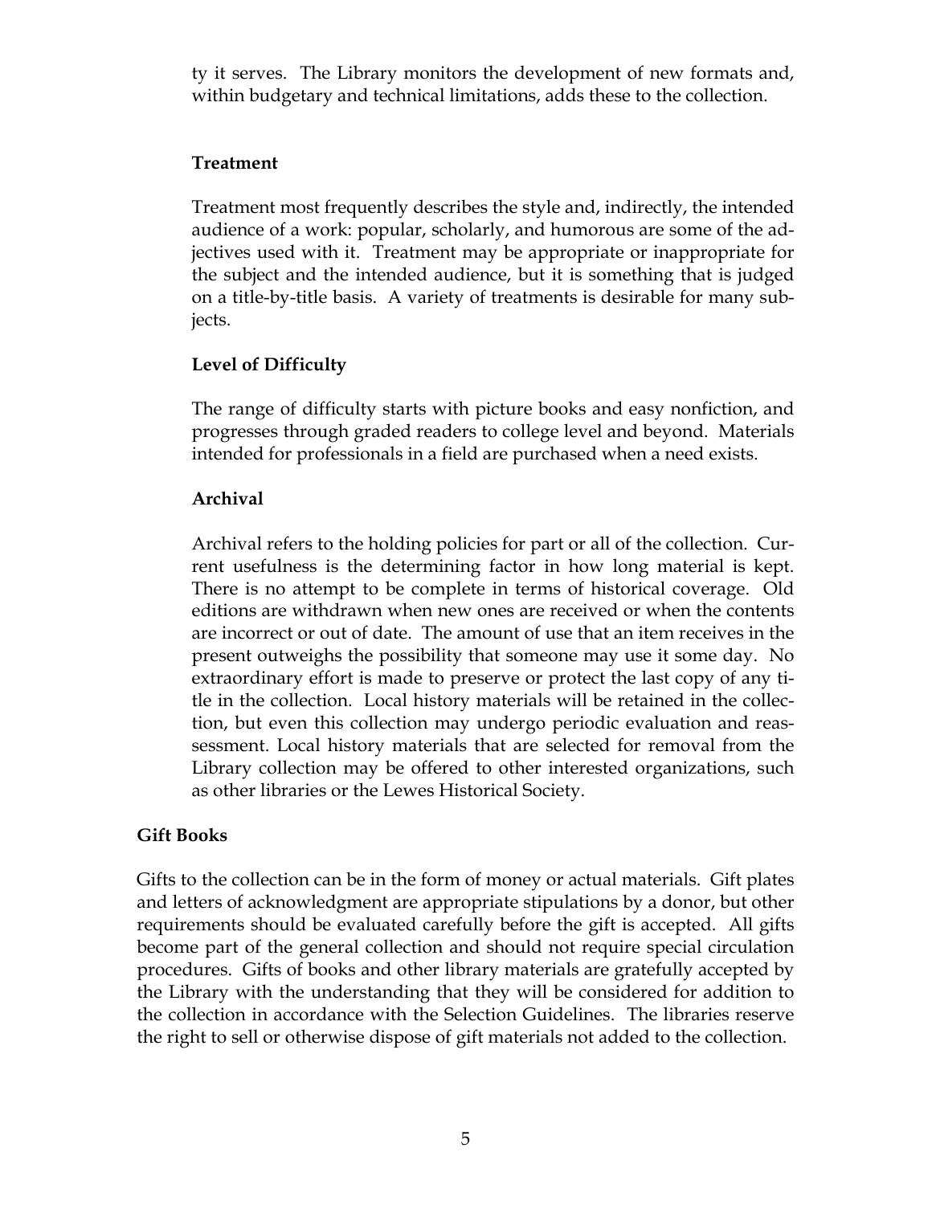ty it serves. The Library monitors the development of new formats and, within budgetary and technical limitations, adds these to the collection.

### Treatment

Treatment most frequently describes the style and, indirectly, the intended audience of a work: popular, scholarly, and humorous are some of the adjectives used with it. Treatment may be appropriate or inappropriate for the subject and the intended audience, but it is something that is judged on a title-by-title basis. A variety of treatments is desirable for many subjects.

### Level of Difficulty

The range of difficulty starts with picture books and easy nonfiction, and progresses through graded readers to college level and beyond. Materials intended for professionals in a field are purchased when a need exists.

### Archival

Archival refers to the holding policies for part or all of the collection. Current usefulness is the determining factor in how long material is kept. There is no attempt to be complete in terms of historical coverage. Old editions are withdrawn when new ones are received or when the contents are incorrect or out of date. The amount of use that an item receives in the present outweighs the possibility that someone may use it some day. No extraordinary effort is made to preserve or protect the last copy of any title in the collection. Local history materials will be retained in the collection, but even this collection may undergo periodic evaluation and reassessment. Local history materials that are selected for removal from the Library collection may be offered to other interested organizations, such as other libraries or the Lewes Historical Society.

## Gift Books

Gifts to the collection can be in the form of money or actual materials. Gift plates and letters of acknowledgment are appropriate stipulations by a donor, but other requirements should be evaluated carefully before the gift is accepted. All gifts become part of the general collection and should not require special circulation procedures. Gifts of books and other library materials are gratefully accepted by the Library with the understanding that they will be considered for addition to the collection in accordance with the Selection Guidelines. The libraries reserve the right to sell or otherwise dispose of gift materials not added to the collection.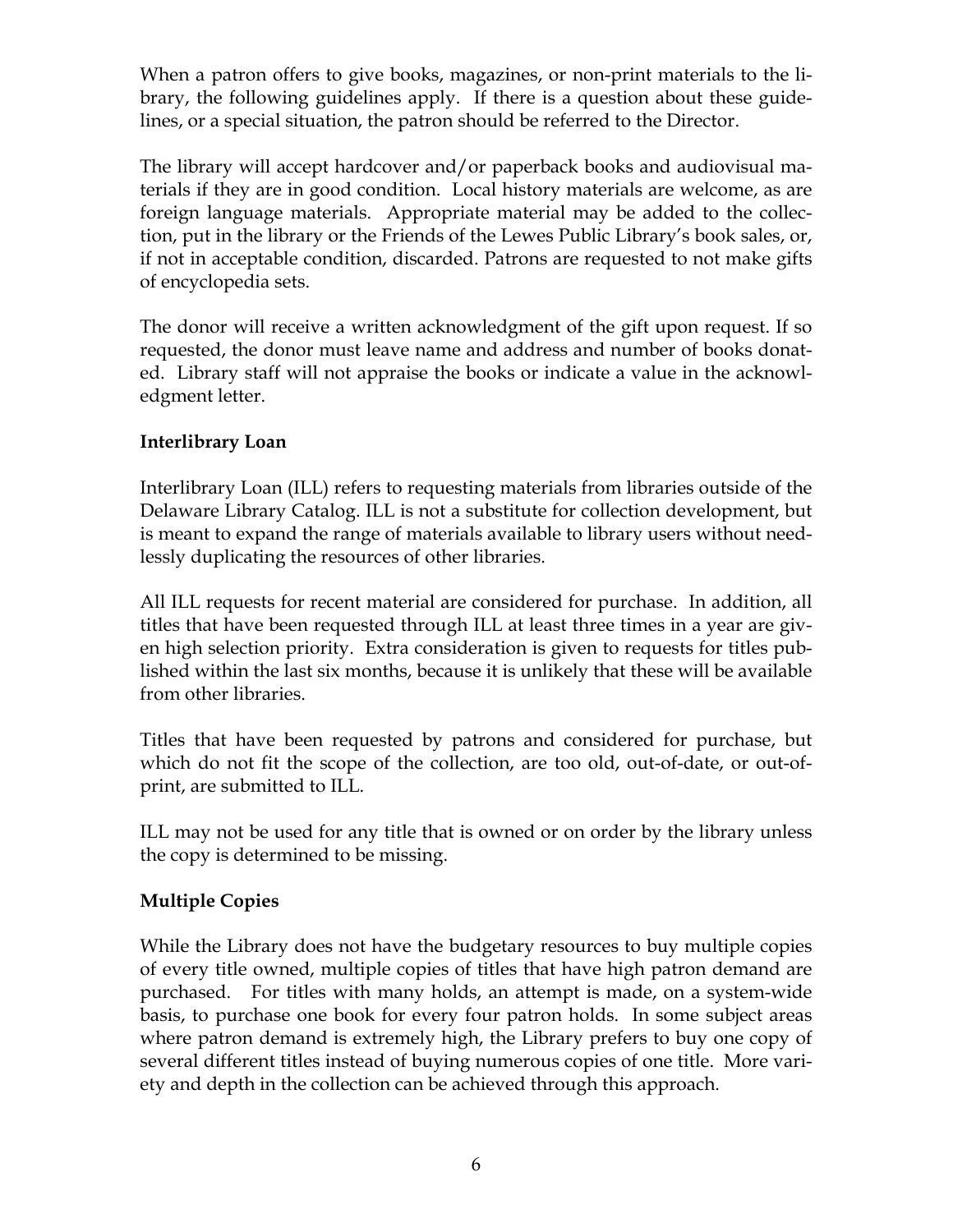When a patron offers to give books, magazines, or non-print materials to the library, the following guidelines apply. If there is a question about these guidelines, or a special situation, the patron should be referred to the Director.

The library will accept hardcover and/or paperback books and audiovisual materials if they are in good condition. Local history materials are welcome, as are foreign language materials. Appropriate material may be added to the collection, put in the library or the Friends of the Lewes Public Library's book sales, or, if not in acceptable condition, discarded. Patrons are requested to not make gifts of encyclopedia sets.

The donor will receive a written acknowledgment of the gift upon request. If so requested, the donor must leave name and address and number of books donated. Library staff will not appraise the books or indicate a value in the acknowledgment letter.

**Interlibrary Loan**

Interlibrary Loan (ILL) refers to requesting materials from libraries outside of the Delaware Library Catalog. ILL is not a substitute for collection development, but is meant to expand the range of materials available to library users without needlessly duplicating the resources of other libraries.

All ILL requests for recent material are considered for purchase. In addition, all titles that have been requested through ILL at least three times in a year are given high selection priority. Extra consideration is given to requests for titles published within the last six months, because it is unlikely that these will be available from other libraries.

Titles that have been requested by patrons and considered for purchase, but which do not fit the scope of the collection, are too old, out-of-date, or out-of-print, are submitted to ILL.

ILL may not be used for any title that is owned or on order by the library unless the copy is determined to be missing.

**Multiple Copies**

While the Library does not have the budgetary resources to buy multiple copies of every title owned, multiple copies of titles that have high patron demand are purchased. For titles with many holds, an attempt is made, on a system-wide basis, to purchase one book for every four patron holds. In some subject areas where patron demand is extremely high, the Library prefers to buy one copy of several different titles instead of buying numerous copies of one title. More variety and depth in the collection can be achieved through this approach.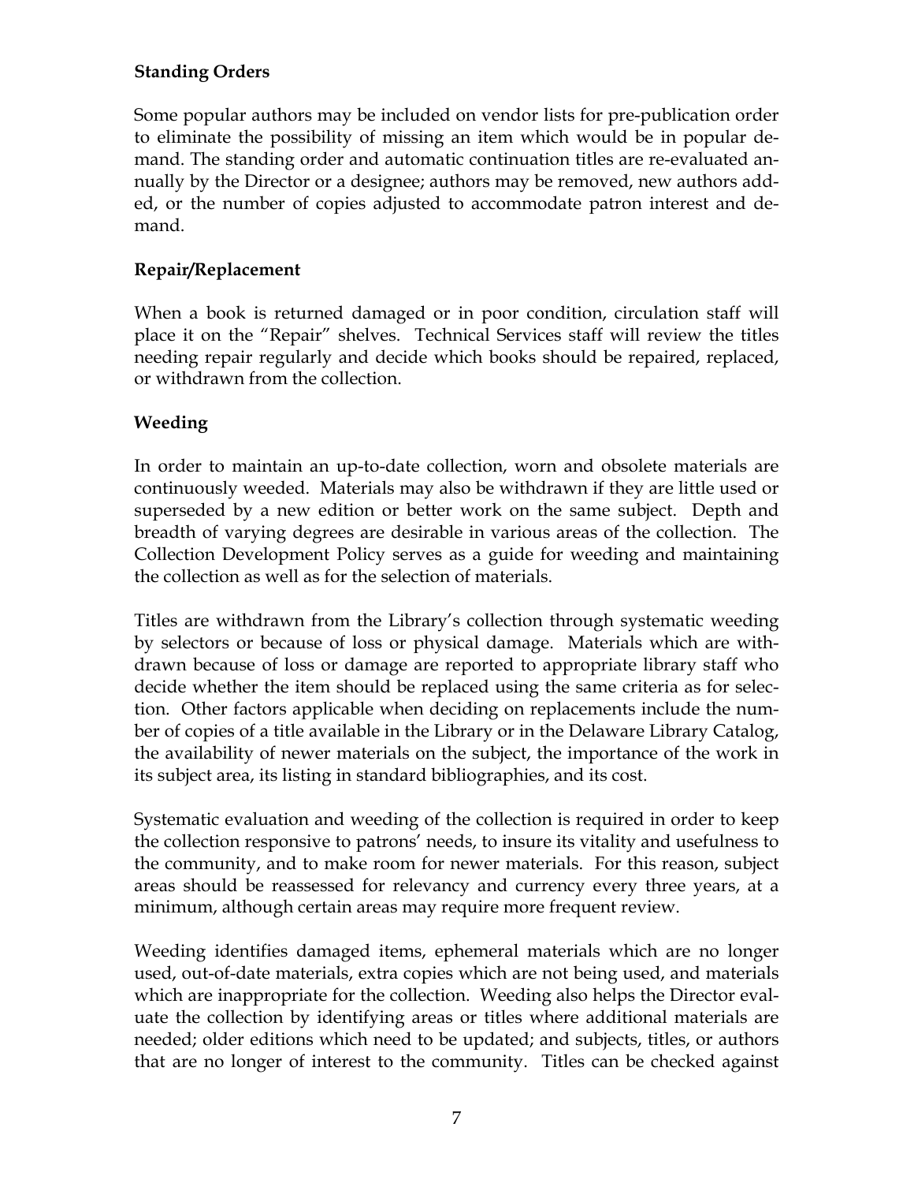**Standing Orders**

Some popular authors may be included on vendor lists for pre-publication order to eliminate the possibility of missing an item which would be in popular demand. The standing order and automatic continuation titles are re-evaluated annually by the Director or a designee; authors may be removed, new authors added, or the number of copies adjusted to accommodate patron interest and demand.

**Repair/Replacement**

When a book is returned damaged or in poor condition, circulation staff will place it on the "Repair" shelves. Technical Services staff will review the titles needing repair regularly and decide which books should be repaired, replaced, or withdrawn from the collection.

**Weeding**

In order to maintain an up-to-date collection, worn and obsolete materials are continuously weeded. Materials may also be withdrawn if they are little used or superseded by a new edition or better work on the same subject. Depth and breadth of varying degrees are desirable in various areas of the collection. The Collection Development Policy serves as a guide for weeding and maintaining the collection as well as for the selection of materials.

Titles are withdrawn from the Library's collection through systematic weeding by selectors or because of loss or physical damage. Materials which are withdrawn because of loss or damage are reported to appropriate library staff who decide whether the item should be replaced using the same criteria as for selection. Other factors applicable when deciding on replacements include the number of copies of a title available in the Library or in the Delaware Library Catalog, the availability of newer materials on the subject, the importance of the work in its subject area, its listing in standard bibliographies, and its cost.

Systematic evaluation and weeding of the collection is required in order to keep the collection responsive to patrons' needs, to insure its vitality and usefulness to the community, and to make room for newer materials. For this reason, subject areas should be reassessed for relevancy and currency every three years, at a minimum, although certain areas may require more frequent review.

Weeding identifies damaged items, ephemeral materials which are no longer used, out-of-date materials, extra copies which are not being used, and materials which are inappropriate for the collection. Weeding also helps the Director evaluate the collection by identifying areas or titles where additional materials are needed; older editions which need to be updated; and subjects, titles, or authors that are no longer of interest to the community. Titles can be checked against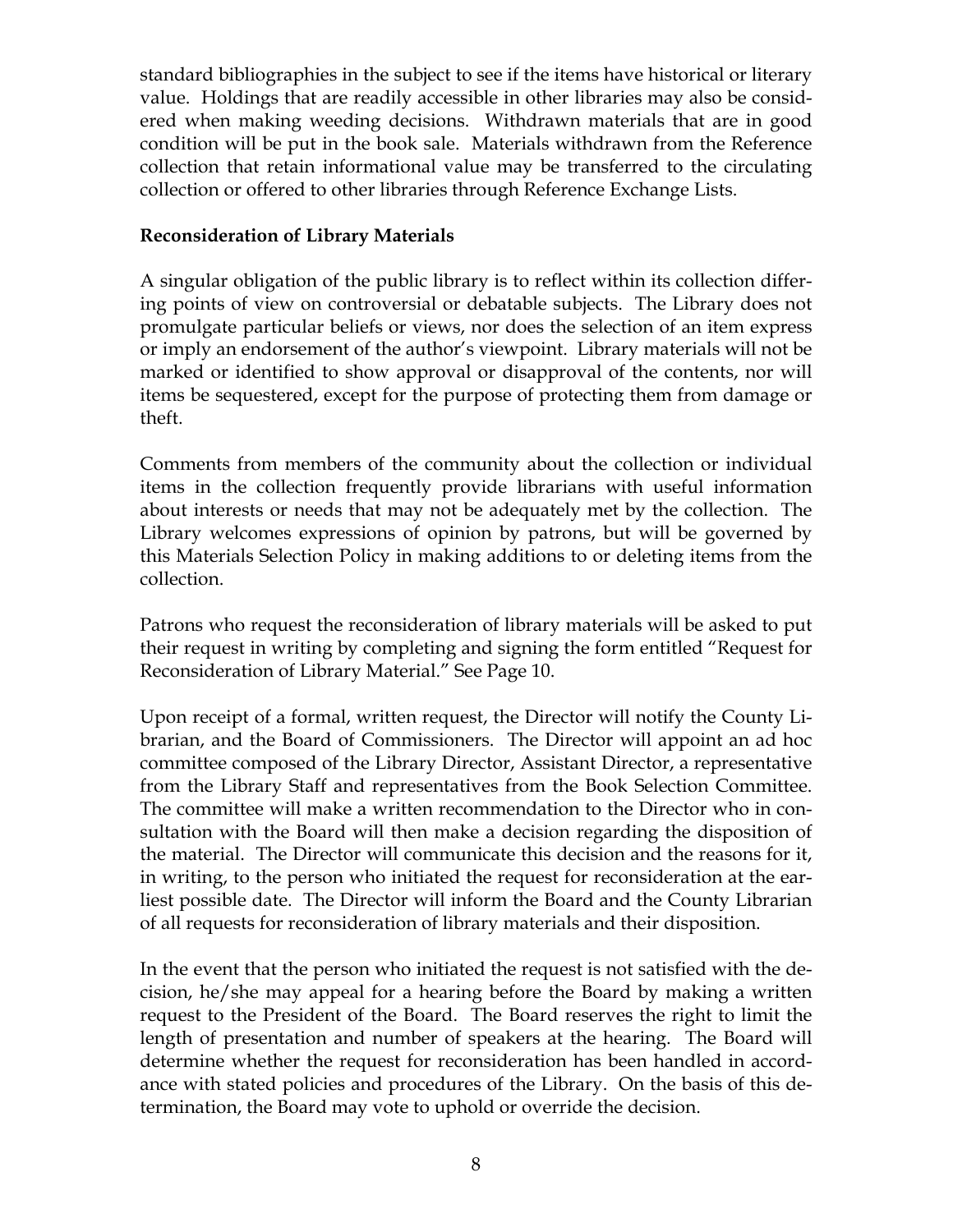standard bibliographies in the subject to see if the items have historical or literary value. Holdings that are readily accessible in other libraries may also be considered when making weeding decisions. Withdrawn materials that are in good condition will be put in the book sale. Materials withdrawn from the Reference collection that retain informational value may be transferred to the circulating collection or offered to other libraries through Reference Exchange Lists.

**Reconsideration of Library Materials**

A singular obligation of the public library is to reflect within its collection differing points of view on controversial or debatable subjects. The Library does not promulgate particular beliefs or views, nor does the selection of an item express or imply an endorsement of the author's viewpoint. Library materials will not be marked or identified to show approval or disapproval of the contents, nor will items be sequestered, except for the purpose of protecting them from damage or theft.

Comments from members of the community about the collection or individual items in the collection frequently provide librarians with useful information about interests or needs that may not be adequately met by the collection. The Library welcomes expressions of opinion by patrons, but will be governed by this Materials Selection Policy in making additions to or deleting items from the collection.

Patrons who request the reconsideration of library materials will be asked to put their request in writing by completing and signing the form entitled "Request for Reconsideration of Library Material." See Page 10.

Upon receipt of a formal, written request, the Director will notify the County Librarian, and the Board of Commissioners. The Director will appoint an ad hoc committee composed of the Library Director, Assistant Director, a representative from the Library Staff and representatives from the Book Selection Committee. The committee will make a written recommendation to the Director who in consultation with the Board will then make a decision regarding the disposition of the material. The Director will communicate this decision and the reasons for it, in writing, to the person who initiated the request for reconsideration at the earliest possible date. The Director will inform the Board and the County Librarian of all requests for reconsideration of library materials and their disposition.

In the event that the person who initiated the request is not satisfied with the decision, he/she may appeal for a hearing before the Board by making a written request to the President of the Board. The Board reserves the right to limit the length of presentation and number of speakers at the hearing. The Board will determine whether the request for reconsideration has been handled in accordance with stated policies and procedures of the Library. On the basis of this determination, the Board may vote to uphold or override the decision.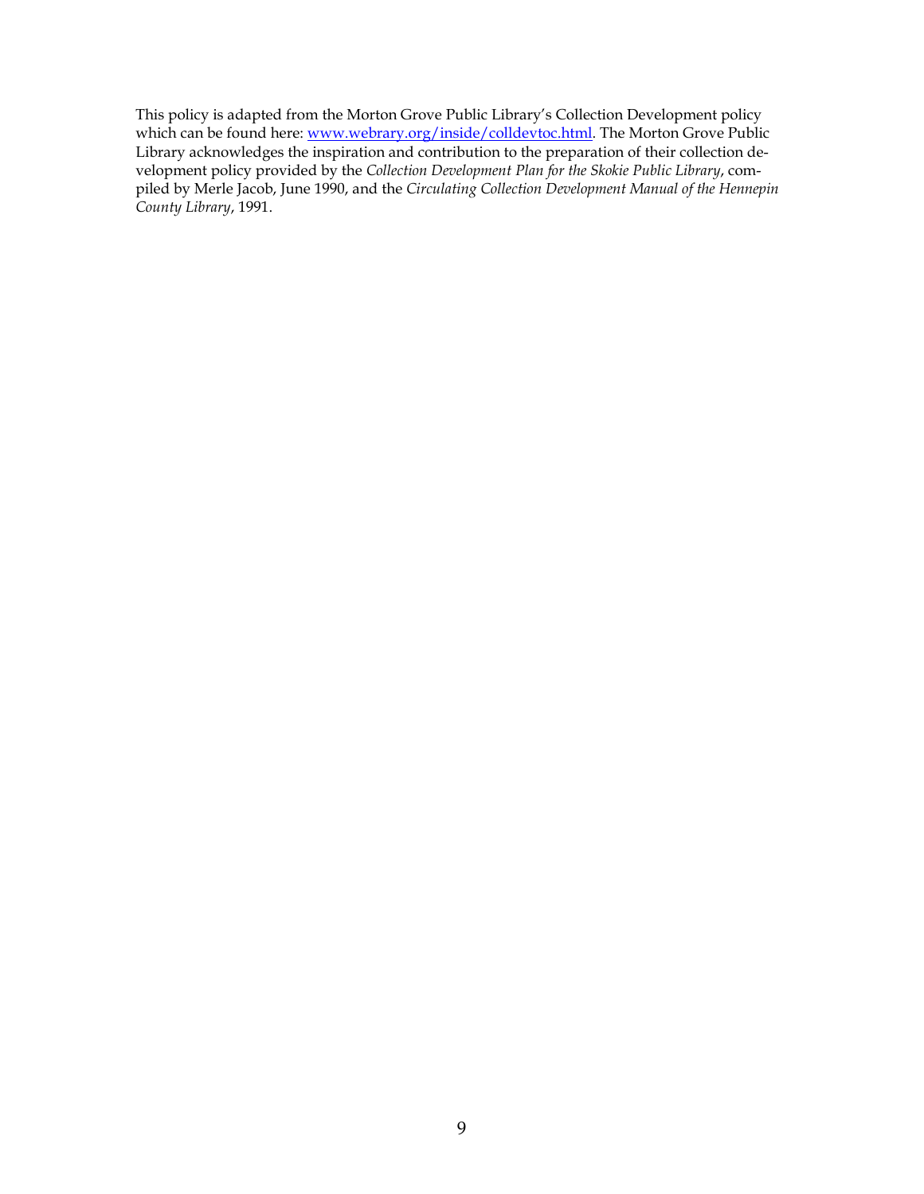This policy is adapted from the Morton Grove Public Library's Collection Development policy which can be found here: [www.webrary.org/inside/colldevtoc.html](http://www.webrary.org/inside/colldevtoc.html). The Morton Grove Public Library acknowledges the inspiration and contribution to the preparation of their collection development policy provided by the *Collection Development Plan for the Skokie Public Library*, compiled by Merle Jacob, June 1990, and the *Circulating Collection Development Manual of the Hennepin County Library*, 1991.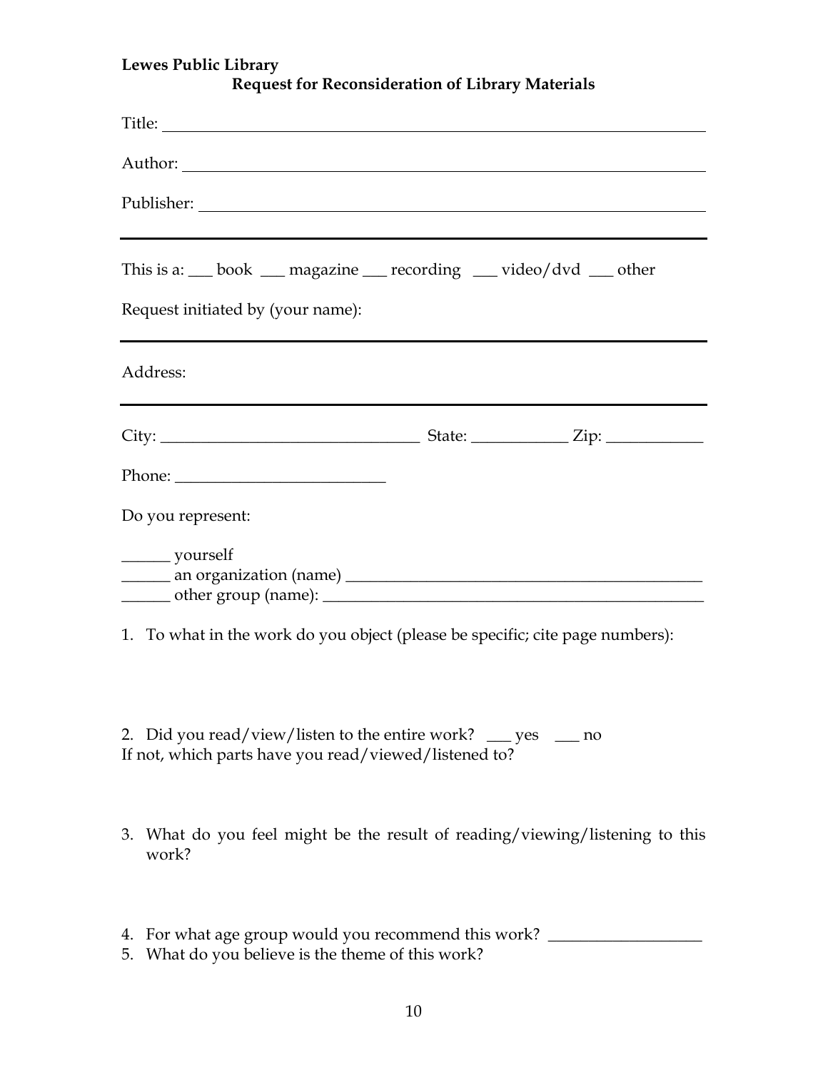**Lewes Public Library**

**Request for Reconsideration of Library Materials**

Title: ____________________________________________________________

Author: __________________________________________________________

Publisher: ________________________________________________________

This is a: ___ book ___ magazine ___ recording ___ video/dvd ___ other

Request initiated by (your name):

Address:

City: ________________________________ State: ____________ Zip: ____________

Phone: __________________________

Do you represent:

______ yourself
______ an organization (name) ____________________________________________
______ other group (name): _______________________________________________

1. To what in the work do you object (please be specific; cite page numbers):

2. Did you read/view/listen to the entire work? ___ yes ___ no
If not, which parts have you read/viewed/listened to?

3. What do you feel might be the result of reading/viewing/listening to this work?

4. For what age group would you recommend this work? ___________________
5. What do you believe is the theme of this work?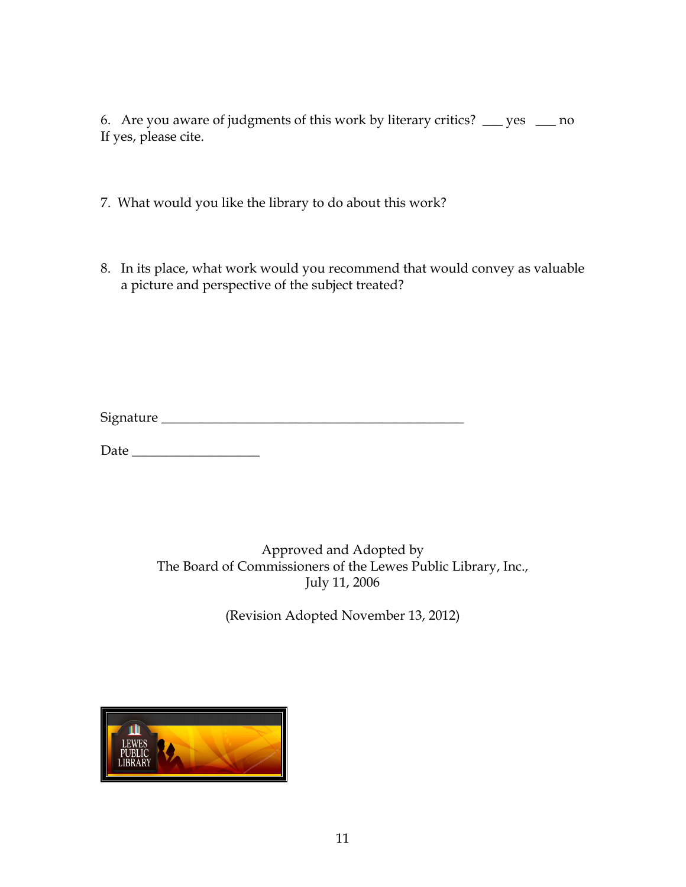6. Are you aware of judgments of this work by literary critics? ___ yes ___ no
If yes, please cite.

7. What would you like the library to do about this work?

8. In its place, what work would you recommend that would convey as valuable a picture and perspective of the subject treated?

Signature ___________________________________________

Date ___________________

Approved and Adopted by
The Board of Commissioners of the Lewes Public Library, Inc.,
July 11, 2006

(Revision Adopted November 13, 2012)

LEWES PUBLIC LIBRARY